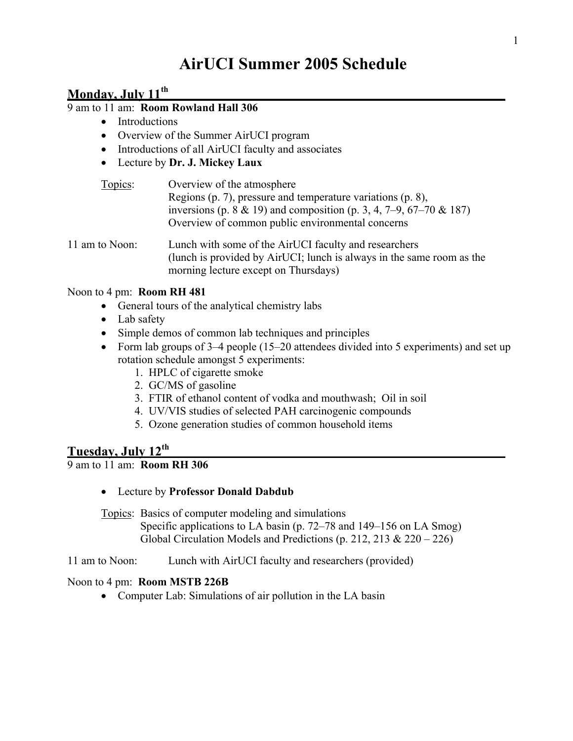# AirUCI Summer 2005 Schedule

## Monday, July 11th

9 am to 11 am: **Room Rowland Hall 306**

- Introductions
- Overview of the Summer AirUCI program
- Introductions of all AirUCI faculty and associates
- Lecture by **Dr. J. Mickey Laux**

Topics: Overview of the atmosphere
Regions (p. 7), pressure and temperature variations (p. 8), inversions (p. 8 & 19) and composition (p. 3, 4, 7–9, 67–70 & 187)
Overview of common public environmental concerns

11 am to Noon: Lunch with some of the AirUCI faculty and researchers (lunch is provided by AirUCI; lunch is always in the same room as the morning lecture except on Thursdays)

Noon to 4 pm: **Room RH 481**

- General tours of the analytical chemistry labs
- Lab safety
- Simple demos of common lab techniques and principles
- Form lab groups of 3–4 people (15–20 attendees divided into 5 experiments) and set up rotation schedule amongst 5 experiments:
  1. HPLC of cigarette smoke
  2. GC/MS of gasoline
  3. FTIR of ethanol content of vodka and mouthwash; Oil in soil
  4. UV/VIS studies of selected PAH carcinogenic compounds
  5. Ozone generation studies of common household items

## Tuesday, July 12th

9 am to 11 am: **Room RH 306**

- Lecture by **Professor Donald Dabdub**

Topics: Basics of computer modeling and simulations
Specific applications to LA basin (p. 72–78 and 149–156 on LA Smog)
Global Circulation Models and Predictions (p. 212, 213 & 220 – 226)

11 am to Noon: Lunch with AirUCI faculty and researchers (provided)

Noon to 4 pm: **Room MSTB 226B**

- Computer Lab: Simulations of air pollution in the LA basin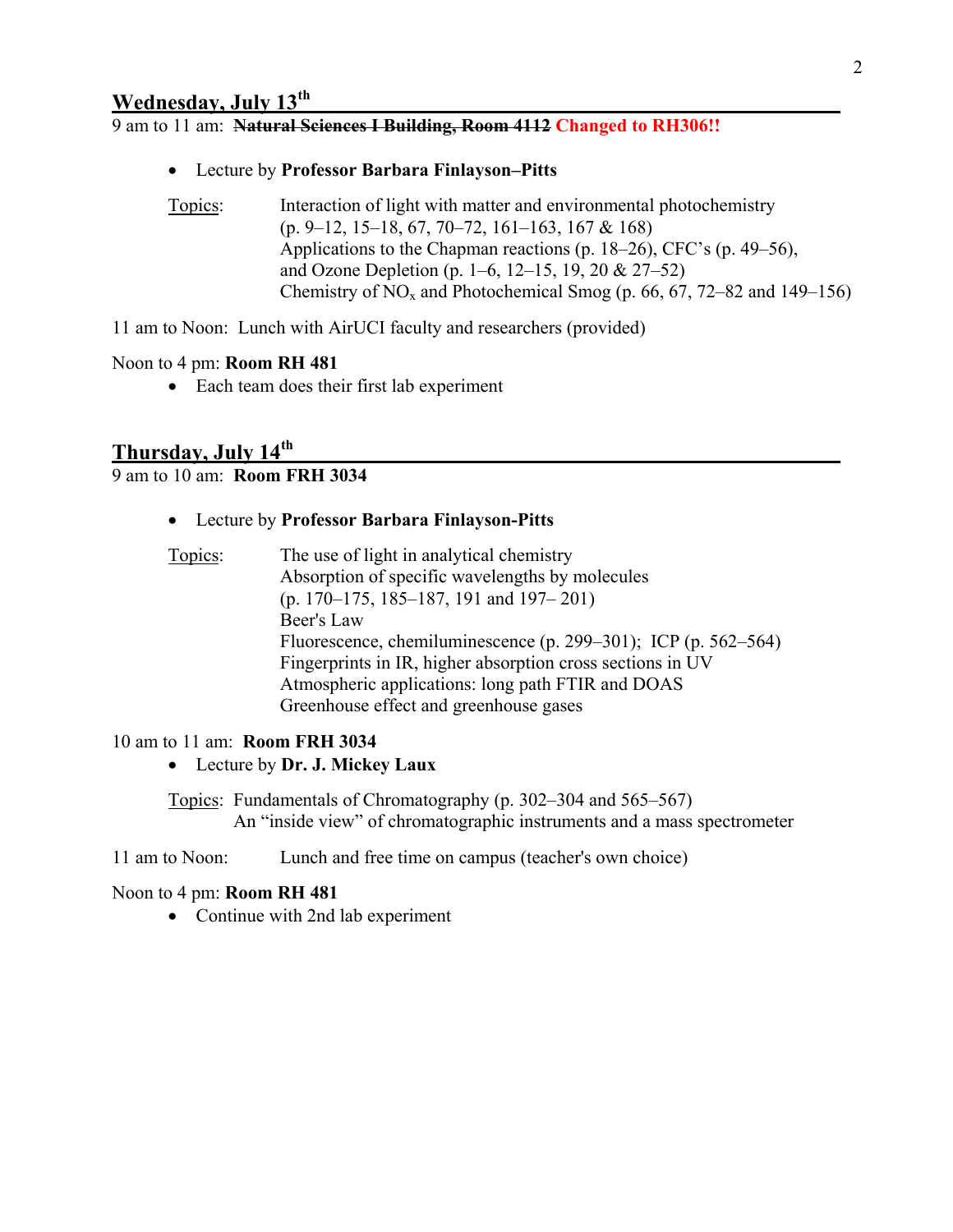## Wednesday, July 13th

9 am to 11 am: ~~**Natural Sciences I Building, Room 4112**~~ **Changed to RH306!!**

- Lecture by **Professor Barbara Finlayson–Pitts**

Topics: Interaction of light with matter and environmental photochemistry (p. 9–12, 15–18, 67, 70–72, 161–163, 167 & 168)
Applications to the Chapman reactions (p. 18–26), CFC's (p. 49–56), and Ozone Depletion (p. 1–6, 12–15, 19, 20 & 27–52)
Chemistry of $NO_x$ and Photochemical Smog (p. 66, 67, 72–82 and 149–156)

11 am to Noon: Lunch with AirUCI faculty and researchers (provided)

Noon to 4 pm: **Room RH 481**

- Each team does their first lab experiment

## Thursday, July 14th

9 am to 10 am: **Room FRH 3034**

- Lecture by **Professor Barbara Finlayson-Pitts**

Topics: The use of light in analytical chemistry
Absorption of specific wavelengths by molecules
(p. 170–175, 185–187, 191 and 197– 201)
Beer's Law
Fluorescence, chemiluminescence (p. 299–301); ICP (p. 562–564)
Fingerprints in IR, higher absorption cross sections in UV
Atmospheric applications: long path FTIR and DOAS
Greenhouse effect and greenhouse gases

10 am to 11 am: **Room FRH 3034**

- Lecture by **Dr. J. Mickey Laux**

Topics: Fundamentals of Chromatography (p. 302–304 and 565–567)
An "inside view" of chromatographic instruments and a mass spectrometer

11 am to Noon: Lunch and free time on campus (teacher's own choice)

Noon to 4 pm: **Room RH 481**

- Continue with 2nd lab experiment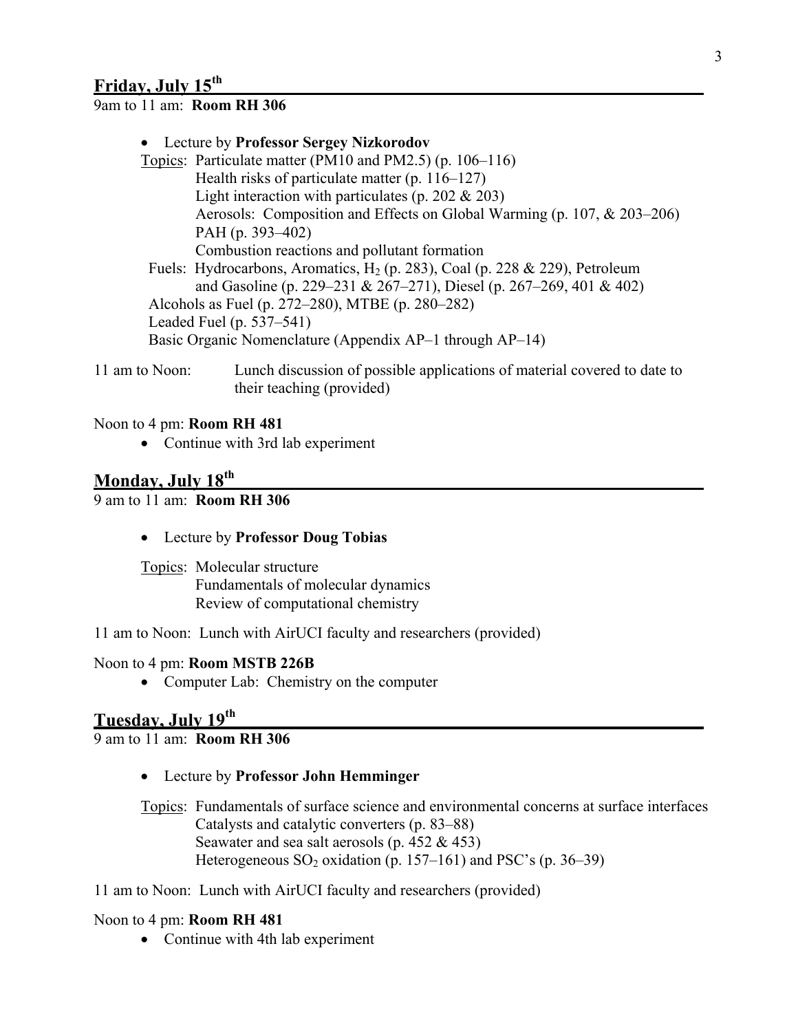## Friday, July 15th

9am to 11 am: **Room RH 306**

- Lecture by **Professor Sergey Nizkorodov**

Topics: Particulate matter (PM10 and PM2.5) (p. 106–116)
Health risks of particulate matter (p. 116–127)
Light interaction with particulates (p. 202 & 203)
Aerosols: Composition and Effects on Global Warming (p. 107, & 203–206)
PAH (p. 393–402)
Combustion reactions and pollutant formation
Fuels: Hydrocarbons, Aromatics, $H_2$ (p. 283), Coal (p. 228 & 229), Petroleum and Gasoline (p. 229–231 & 267–271), Diesel (p. 267–269, 401 & 402)
Alcohols as Fuel (p. 272–280), MTBE (p. 280–282)
Leaded Fuel (p. 537–541)
Basic Organic Nomenclature (Appendix AP–1 through AP–14)

11 am to Noon: Lunch discussion of possible applications of material covered to date to their teaching (provided)

Noon to 4 pm: **Room RH 481**

- Continue with 3rd lab experiment

## Monday, July 18th

9 am to 11 am: **Room RH 306**

- Lecture by **Professor Doug Tobias**

Topics: Molecular structure
Fundamentals of molecular dynamics
Review of computational chemistry

11 am to Noon: Lunch with AirUCI faculty and researchers (provided)

Noon to 4 pm: **Room MSTB 226B**

- Computer Lab: Chemistry on the computer

## Tuesday, July 19th

9 am to 11 am: **Room RH 306**

- Lecture by **Professor John Hemminger**

Topics: Fundamentals of surface science and environmental concerns at surface interfaces
Catalysts and catalytic converters (p. 83–88)
Seawater and sea salt aerosols (p. 452 & 453)
Heterogeneous $SO_2$ oxidation (p. 157–161) and PSC's (p. 36–39)

11 am to Noon: Lunch with AirUCI faculty and researchers (provided)

Noon to 4 pm: **Room RH 481**

- Continue with 4th lab experiment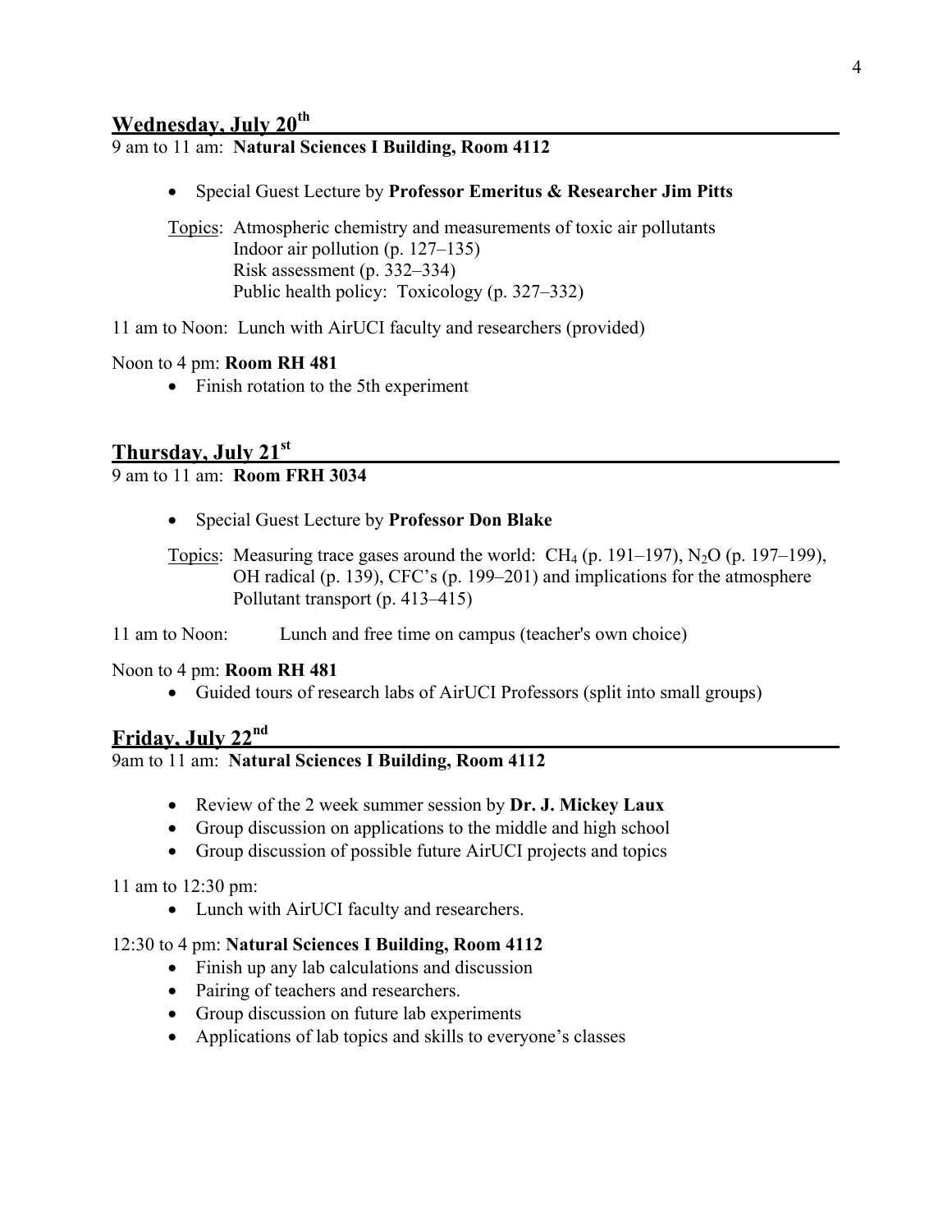## Wednesday, July 20th

9 am to 11 am: **Natural Sciences I Building, Room 4112**

- Special Guest Lecture by **Professor Emeritus & Researcher Jim Pitts**

Topics: Atmospheric chemistry and measurements of toxic air pollutants
Indoor air pollution (p. 127–135)
Risk assessment (p. 332–334)
Public health policy: Toxicology (p. 327–332)

11 am to Noon: Lunch with AirUCI faculty and researchers (provided)

Noon to 4 pm: **Room RH 481**

- Finish rotation to the 5th experiment

## Thursday, July 21st

9 am to 11 am: **Room FRH 3034**

- Special Guest Lecture by **Professor Don Blake**

Topics: Measuring trace gases around the world: $CH_4$ (p. 191–197), $N_2O$ (p. 197–199), OH radical (p. 139), CFC's (p. 199–201) and implications for the atmosphere
Pollutant transport (p. 413–415)

11 am to Noon: Lunch and free time on campus (teacher's own choice)

Noon to 4 pm: **Room RH 481**

- Guided tours of research labs of AirUCI Professors (split into small groups)

## Friday, July 22nd

9am to 11 am: **Natural Sciences I Building, Room 4112**

- Review of the 2 week summer session by **Dr. J. Mickey Laux**
- Group discussion on applications to the middle and high school
- Group discussion of possible future AirUCI projects and topics

11 am to 12:30 pm:

- Lunch with AirUCI faculty and researchers.

12:30 to 4 pm: **Natural Sciences I Building, Room 4112**

- Finish up any lab calculations and discussion
- Pairing of teachers and researchers.
- Group discussion on future lab experiments
- Applications of lab topics and skills to everyone's classes